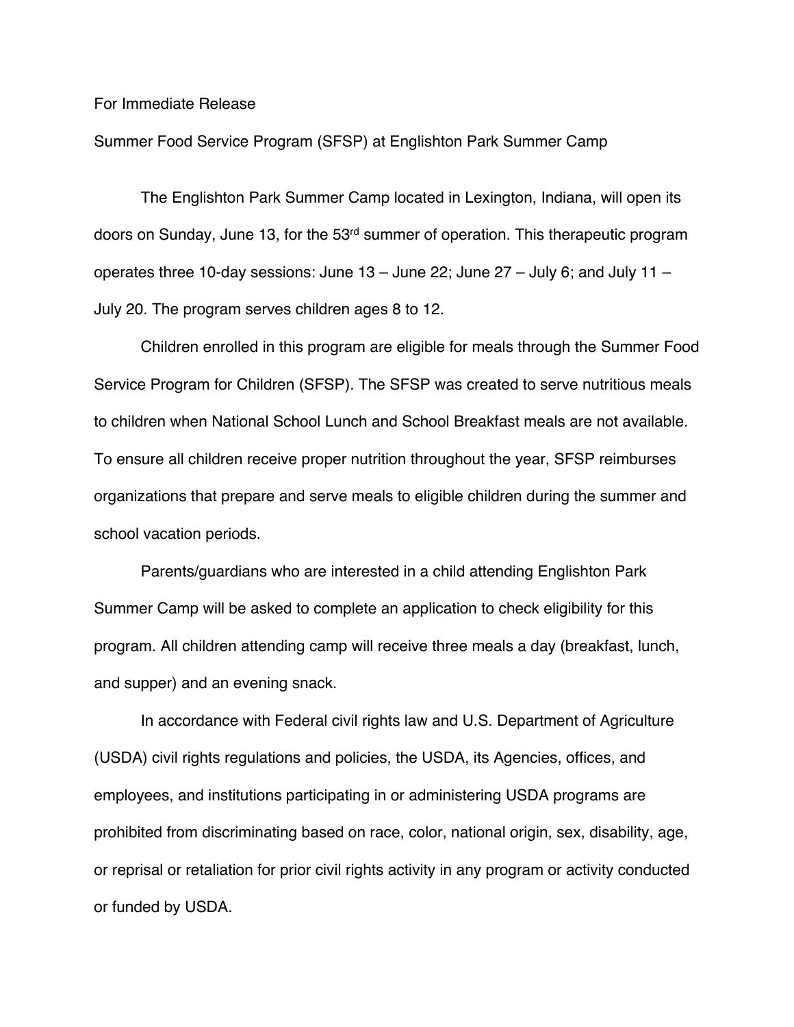For Immediate Release

Summer Food Service Program (SFSP) at Englishton Park Summer Camp

The Englishton Park Summer Camp located in Lexington, Indiana, will open its doors on Sunday, June 13, for the 53rd summer of operation. This therapeutic program operates three 10-day sessions: June 13 – June 22; June 27 – July 6; and July 11 – July 20. The program serves children ages 8 to 12.

Children enrolled in this program are eligible for meals through the Summer Food Service Program for Children (SFSP). The SFSP was created to serve nutritious meals to children when National School Lunch and School Breakfast meals are not available. To ensure all children receive proper nutrition throughout the year, SFSP reimburses organizations that prepare and serve meals to eligible children during the summer and school vacation periods.

Parents/guardians who are interested in a child attending Englishton Park Summer Camp will be asked to complete an application to check eligibility for this program. All children attending camp will receive three meals a day (breakfast, lunch, and supper) and an evening snack.

In accordance with Federal civil rights law and U.S. Department of Agriculture (USDA) civil rights regulations and policies, the USDA, its Agencies, offices, and employees, and institutions participating in or administering USDA programs are prohibited from discriminating based on race, color, national origin, sex, disability, age, or reprisal or retaliation for prior civil rights activity in any program or activity conducted or funded by USDA.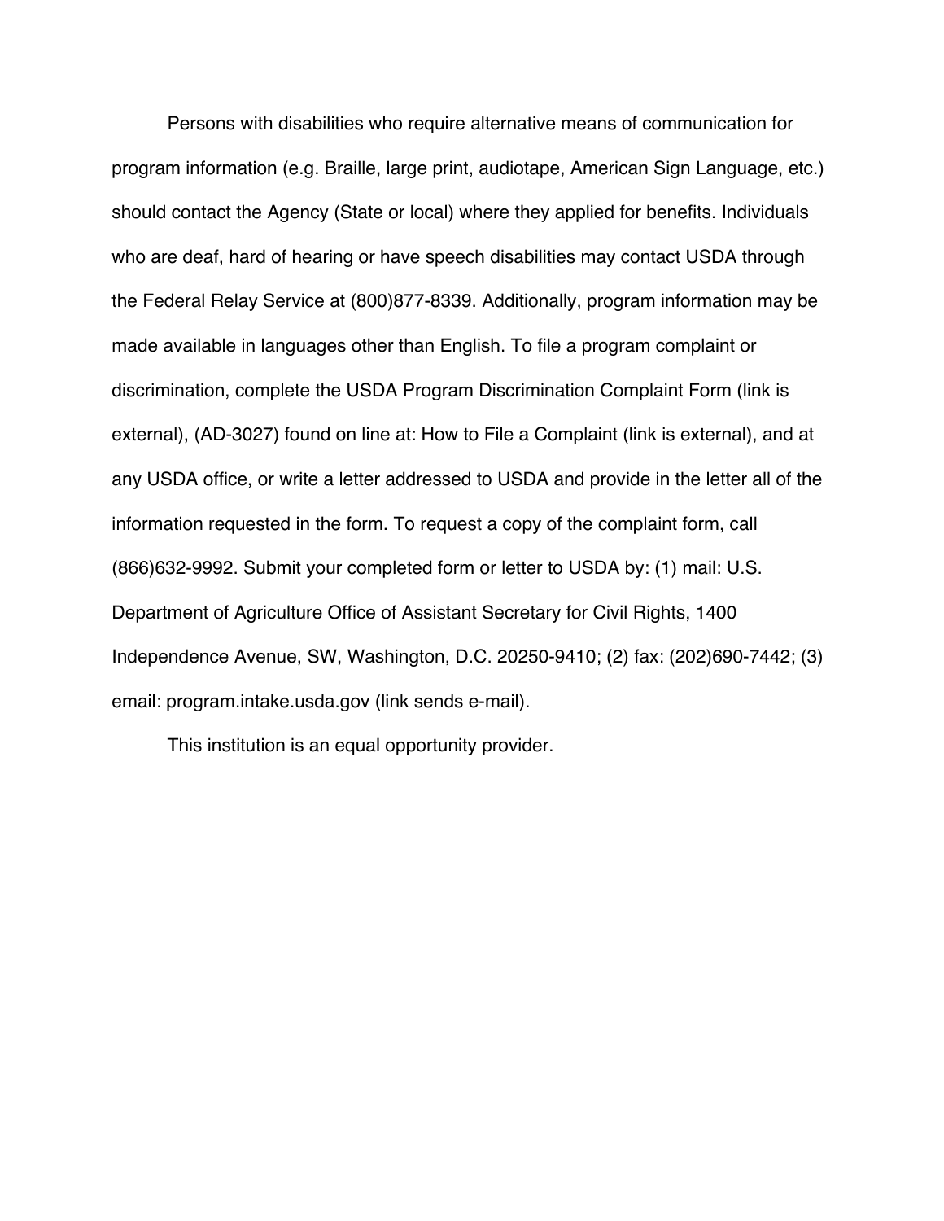Persons with disabilities who require alternative means of communication for program information (e.g. Braille, large print, audiotape, American Sign Language, etc.) should contact the Agency (State or local) where they applied for benefits. Individuals who are deaf, hard of hearing or have speech disabilities may contact USDA through the Federal Relay Service at (800)877-8339. Additionally, program information may be made available in languages other than English. To file a program complaint or discrimination, complete the USDA Program Discrimination Complaint Form (link is external), (AD-3027) found on line at: How to File a Complaint (link is external), and at any USDA office, or write a letter addressed to USDA and provide in the letter all of the information requested in the form. To request a copy of the complaint form, call (866)632-9992. Submit your completed form or letter to USDA by: (1) mail: U.S. Department of Agriculture Office of Assistant Secretary for Civil Rights, 1400 Independence Avenue, SW, Washington, D.C. 20250-9410; (2) fax: (202)690-7442; (3) email: program.intake.usda.gov (link sends e-mail).

This institution is an equal opportunity provider.